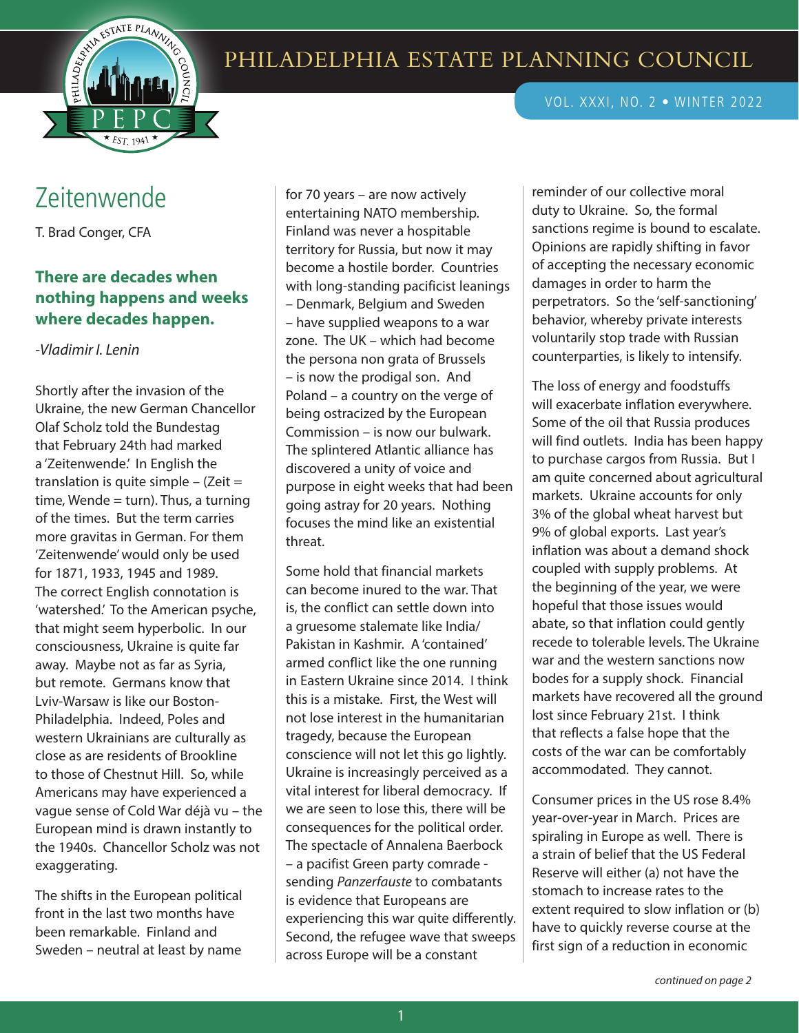# Zeitenwende

T. Brad Conger, CFA

**There are decades when nothing happens and weeks where decades happen.**

*-Vladimir I. Lenin*

Shortly after the invasion of the Ukraine, the new German Chancellor Olaf Scholz told the Bundestag that February 24th had marked a 'Zeitenwende.' In English the translation is quite simple – (Zeit = time, Wende = turn). Thus, a turning of the times. But the term carries more gravitas in German. For them 'Zeitenwende' would only be used for 1871, 1933, 1945 and 1989. The correct English connotation is 'watershed.' To the American psyche, that might seem hyperbolic. In our consciousness, Ukraine is quite far away. Maybe not as far as Syria, but remote. Germans know that Lviv-Warsaw is like our Boston-Philadelphia. Indeed, Poles and western Ukrainians are culturally as close as are residents of Brookline to those of Chestnut Hill. So, while Americans may have experienced a vague sense of Cold War déjà vu – the European mind is drawn instantly to the 1940s. Chancellor Scholz was not exaggerating.

The shifts in the European political front in the last two months have been remarkable. Finland and Sweden – neutral at least by name for 70 years – are now actively entertaining NATO membership. Finland was never a hospitable territory for Russia, but now it may become a hostile border. Countries with long-standing pacificist leanings – Denmark, Belgium and Sweden – have supplied weapons to a war zone. The UK – which had become the persona non grata of Brussels – is now the prodigal son. And Poland – a country on the verge of being ostracized by the European Commission – is now our bulwark. The splintered Atlantic alliance has discovered a unity of voice and purpose in eight weeks that had been going astray for 20 years. Nothing focuses the mind like an existential threat.

Some hold that financial markets can become inured to the war. That is, the conflict can settle down into a gruesome stalemate like India/Pakistan in Kashmir. A 'contained' armed conflict like the one running in Eastern Ukraine since 2014. I think this is a mistake. First, the West will not lose interest in the humanitarian tragedy, because the European conscience will not let this go lightly. Ukraine is increasingly perceived as a vital interest for liberal democracy. If we are seen to lose this, there will be consequences for the political order. The spectacle of Annalena Baerbock – a pacifist Green party comrade - sending *Panzerfauste* to combatants is evidence that Europeans are experiencing this war quite differently. Second, the refugee wave that sweeps across Europe will be a constant reminder of our collective moral duty to Ukraine. So, the formal sanctions regime is bound to escalate. Opinions are rapidly shifting in favor of accepting the necessary economic damages in order to harm the perpetrators. So the 'self-sanctioning' behavior, whereby private interests voluntarily stop trade with Russian counterparties, is likely to intensify.

The loss of energy and foodstuffs will exacerbate inflation everywhere. Some of the oil that Russia produces will find outlets. India has been happy to purchase cargos from Russia. But I am quite concerned about agricultural markets. Ukraine accounts for only 3% of the global wheat harvest but 9% of global exports. Last year's inflation was about a demand shock coupled with supply problems. At the beginning of the year, we were hopeful that those issues would abate, so that inflation could gently recede to tolerable levels. The Ukraine war and the western sanctions now bodes for a supply shock. Financial markets have recovered all the ground lost since February 21st. I think that reflects a false hope that the costs of the war can be comfortably accommodated. They cannot.

Consumer prices in the US rose 8.4% year-over-year in March. Prices are spiraling in Europe as well. There is a strain of belief that the US Federal Reserve will either (a) not have the stomach to increase rates to the extent required to slow inflation or (b) have to quickly reverse course at the first sign of a reduction in economic

*continued on page 2*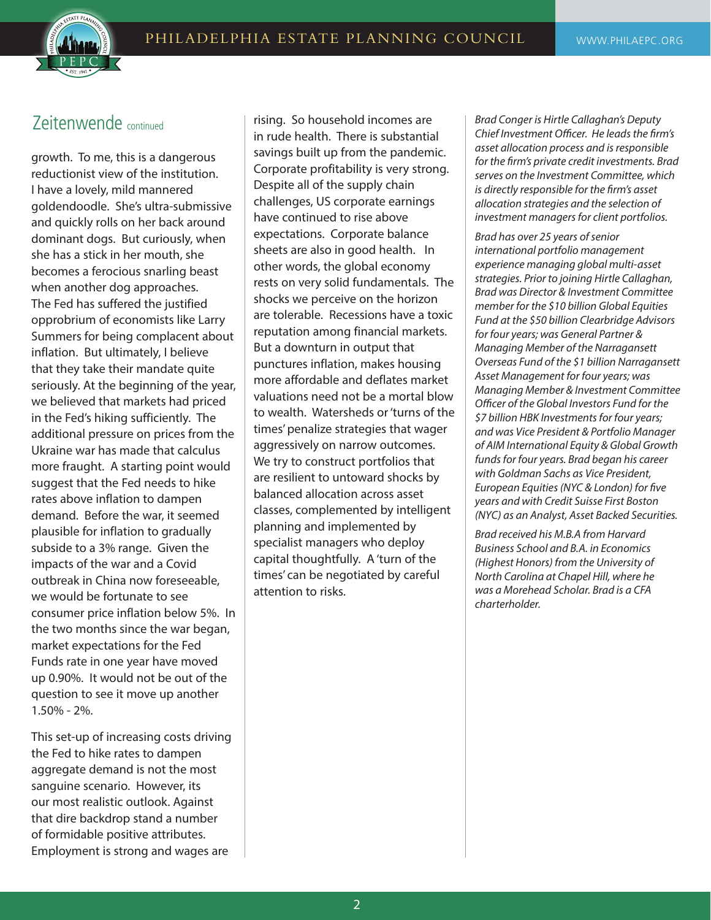## Zeitenwende continued

growth. To me, this is a dangerous reductionist view of the institution. I have a lovely, mild mannered goldendoodle. She's ultra-submissive and quickly rolls on her back around dominant dogs. But curiously, when she has a stick in her mouth, she becomes a ferocious snarling beast when another dog approaches. The Fed has suffered the justified opprobrium of economists like Larry Summers for being complacent about inflation. But ultimately, I believe that they take their mandate quite seriously. At the beginning of the year, we believed that markets had priced in the Fed's hiking sufficiently. The additional pressure on prices from the Ukraine war has made that calculus more fraught. A starting point would suggest that the Fed needs to hike rates above inflation to dampen demand. Before the war, it seemed plausible for inflation to gradually subside to a 3% range. Given the impacts of the war and a Covid outbreak in China now foreseeable, we would be fortunate to see consumer price inflation below 5%. In the two months since the war began, market expectations for the Fed Funds rate in one year have moved up 0.90%. It would not be out of the question to see it move up another 1.50% - 2%.

This set-up of increasing costs driving the Fed to hike rates to dampen aggregate demand is not the most sanguine scenario. However, its our most realistic outlook. Against that dire backdrop stand a number of formidable positive attributes. Employment is strong and wages are rising. So household incomes are in rude health. There is substantial savings built up from the pandemic. Corporate profitability is very strong. Despite all of the supply chain challenges, US corporate earnings have continued to rise above expectations. Corporate balance sheets are also in good health. In other words, the global economy rests on very solid fundamentals. The shocks we perceive on the horizon are tolerable. Recessions have a toxic reputation among financial markets. But a downturn in output that punctures inflation, makes housing more affordable and deflates market valuations need not be a mortal blow to wealth. Watersheds or 'turns of the times' penalize strategies that wager aggressively on narrow outcomes. We try to construct portfolios that are resilient to untoward shocks by balanced allocation across asset classes, complemented by intelligent planning and implemented by specialist managers who deploy capital thoughtfully. A 'turn of the times' can be negotiated by careful attention to risks.

*Brad Conger is Hirtle Callaghan's Deputy Chief Investment Officer. He leads the firm's asset allocation process and is responsible for the firm's private credit investments. Brad serves on the Investment Committee, which is directly responsible for the firm's asset allocation strategies and the selection of investment managers for client portfolios.*

*Brad has over 25 years of senior international portfolio management experience managing global multi-asset strategies. Prior to joining Hirtle Callaghan, Brad was Director & Investment Committee member for the $10 billion Global Equities Fund at the $50 billion Clearbridge Advisors for four years; was General Partner & Managing Member of the Narragansett Overseas Fund of the $1 billion Narragansett Asset Management for four years; was Managing Member & Investment Committee Officer of the Global Investors Fund for the $7 billion HBK Investments for four years; and was Vice President & Portfolio Manager of AIM International Equity & Global Growth funds for four years. Brad began his career with Goldman Sachs as Vice President, European Equities (NYC & London) for five years and with Credit Suisse First Boston (NYC) as an Analyst, Asset Backed Securities.*

*Brad received his M.B.A from Harvard Business School and B.A. in Economics (Highest Honors) from the University of North Carolina at Chapel Hill, where he was a Morehead Scholar. Brad is a CFA charterholder.*